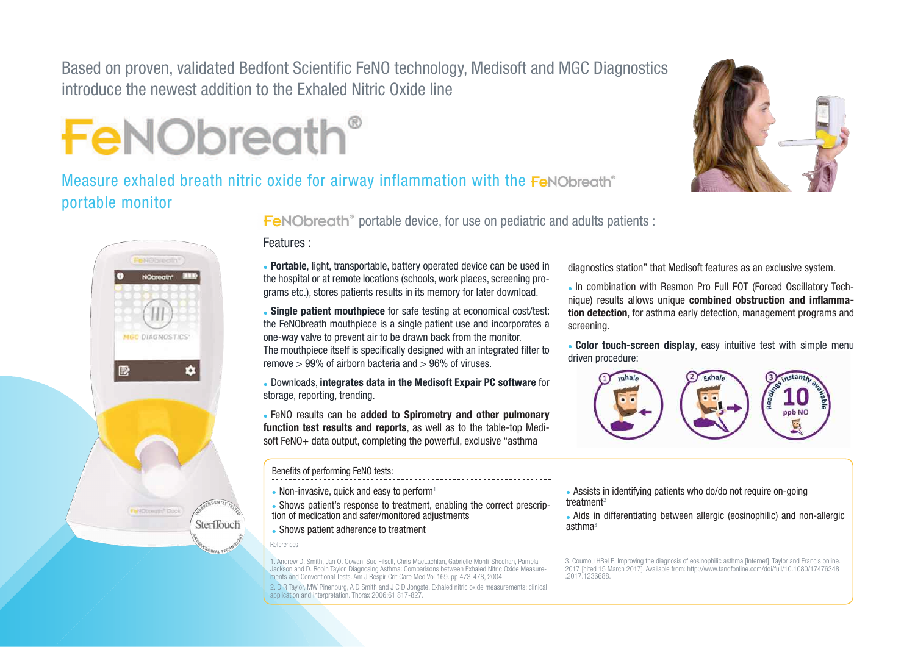Based on proven, validated Bedfont Scientific FeNO technology, Medisoft and MGC Diagnostics introduce the newest addition to the Exhaled Nitric Oxide line

# FeNObreath®

## Measure exhaled breath nitric oxide for airway inflammation with the FeNObreath® portable monitor

### FeNObreath® portable device, for use on pediatric and adults patients :

Features :

- **Portable**, light, transportable, battery operated device can be used in the hospital or at remote locations (schools, work places, screening programs etc.), stores patients results in its memory for later download.
- **Single patient mouthpiece** for safe testing at economical cost/test: the FeNObreath mouthpiece is a single patient use and incorporates a one-way valve to prevent air to be drawn back from the monitor.
  The mouthpiece itself is specifically designed with an integrated filter to remove > 99% of airborn bacteria and > 96% of viruses.
- Downloads, **integrates data in the Medisoft Expair PC software** for storage, reporting, trending.
- FeNO results can be **added to Spirometry and other pulmonary function test results and reports**, as well as to the table-top Medisoft FeNO+ data output, completing the powerful, exclusive "asthma diagnostics station" that Medisoft features as an exclusive system.
- In combination with Resmon Pro Full FOT (Forced Oscillatory Technique) results allows unique **combined obstruction and inflammation detection**, for asthma early detection, management programs and screening.
- **Color touch-screen display**, easy intuitive test with simple menu driven procedure:

1 Inhale — 2 Exhale — 3 Readings instantly available: 10 ppb NO

Benefits of performing FeNO tests:

- Non-invasive, quick and easy to perform[1]
- Shows patient's response to treatment, enabling the correct prescription of medication and safer/monitored adjustments
- Shows patient adherence to treatment
- Assists in identifying patients who do/do not require on-going treatment[2]
- Aids in differentiating between allergic (eosinophilic) and non-allergic asthma[3]

References

1. Andrew D. Smith, Jan O. Cowan, Sue Filsell, Chris MacLachlan, Gabrielle Monti-Sheehan, Pamela Jackson and D. Robin Taylor. Diagnosing Asthma: Comparisons between Exhaled Nitric Oxide Measurements and Conventional Tests. Am J Respir Crit Care Med Vol 169. pp 473-478, 2004.
2. D R Taylor, MW Pinenburg, A D Smith and J C D Jongste. Exhaled nitric oxide measurements: clinical application and interpretation. Thorax 2006;61:817-827.
3. Coumou HBel E. Improving the diagnosis of eosinophilic asthma [Internet]. Taylor and Francis online. 2017 [cited 15 March 2017]. Available from: http://www.tandfonline.com/doi/full/10.1080/17476348.2017.1236688.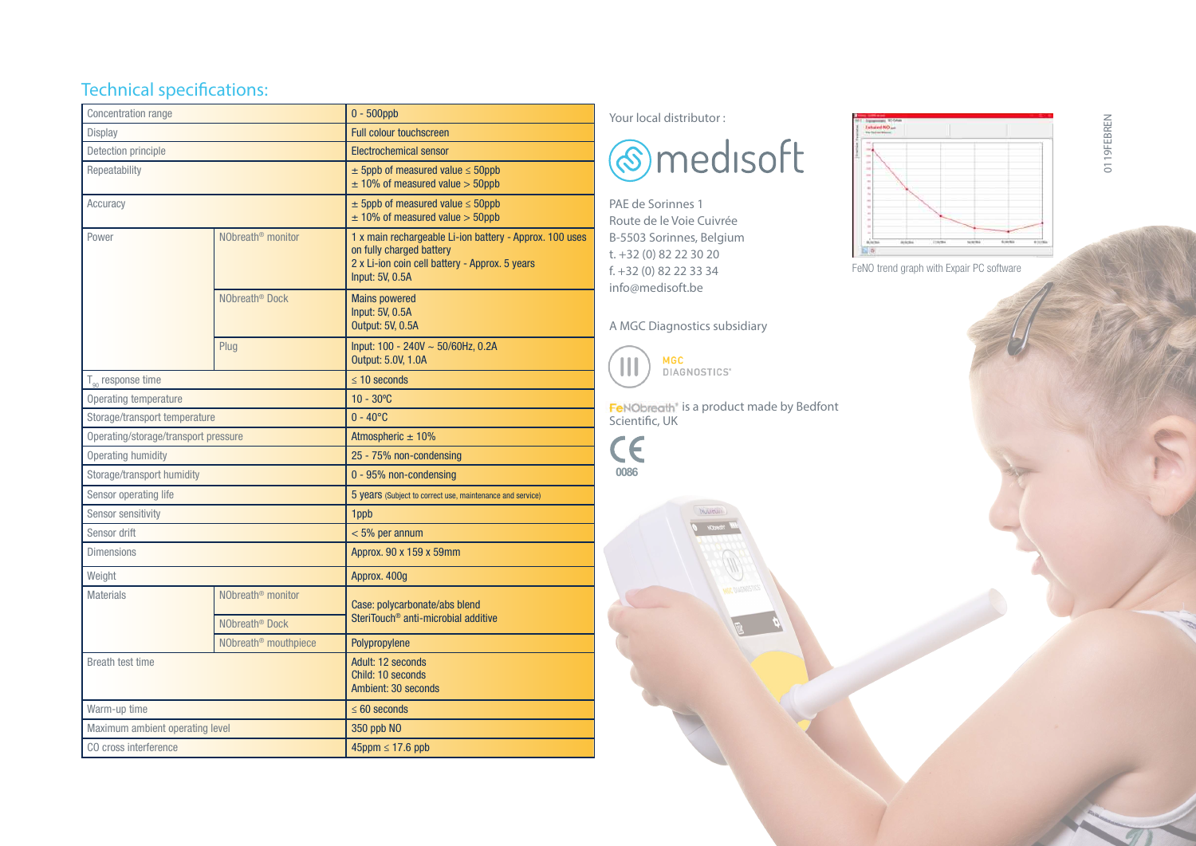## Technical specifications:

| | | |
|---|---|---|
| Concentration range | | 0 - 500ppb |
| Display | | Full colour touchscreen |
| Detection principle | | Electrochemical sensor |
| Repeatability | | ± 5ppb of measured value ≤ 50ppb<br>± 10% of measured value > 50ppb |
| Accuracy | | ± 5ppb of measured value ≤ 50ppb<br>± 10% of measured value > 50ppb |
| Power | NObreath® monitor | 1 x main rechargeable Li-ion battery - Approx. 100 uses on fully charged battery<br>2 x Li-ion coin cell battery - Approx. 5 years<br>Input: 5V, 0.5A |
| | NObreath® Dock | Mains powered<br>Input: 5V, 0.5A<br>Output: 5V, 0.5A |
| | Plug | Input: 100 - 240V ~ 50/60Hz, 0.2A<br>Output: 5.0V, 1.0A |
| $T_{90}$ response time | | ≤ 10 seconds |
| Operating temperature | | 10 - 30°C |
| Storage/transport temperature | | 0 - 40°C |
| Operating/storage/transport pressure | | Atmospheric ± 10% |
| Operating humidity | | 25 - 75% non-condensing |
| Storage/transport humidity | | 0 - 95% non-condensing |
| Sensor operating life | | 5 years (Subject to correct use, maintenance and service) |
| Sensor sensitivity | | 1ppb |
| Sensor drift | | < 5% per annum |
| Dimensions | | Approx. 90 x 159 x 59mm |
| Weight | | Approx. 400g |
| Materials | NObreath® monitor | Case: polycarbonate/abs blend<br>SteriTouch® anti-microbial additive |
| | NObreath® Dock | |
| | NObreath® mouthpiece | Polypropylene |
| Breath test time | | Adult: 12 seconds<br>Child: 10 seconds<br>Ambient: 30 seconds |
| Warm-up time | | ≤ 60 seconds |
| Maximum ambient operating level | | 350 ppb NO |
| CO cross interference | | 45ppm ≤ 17.6 ppb |

Your local distributor :

medisoft

PAE de Sorinnes 1
Route de le Voie Cuivrée
B-5503 Sorinnes, Belgium
t. +32 (0) 82 22 30 20
f. +32 (0) 82 22 33 34
info@medisoft.be

A MGC Diagnostics subsidiary

MGC DIAGNOSTICS®

FeNObreath® is a product made by Bedfont Scientific, UK

CE 0086

FeNO trend graph with Expair PC software

0119FEBREN